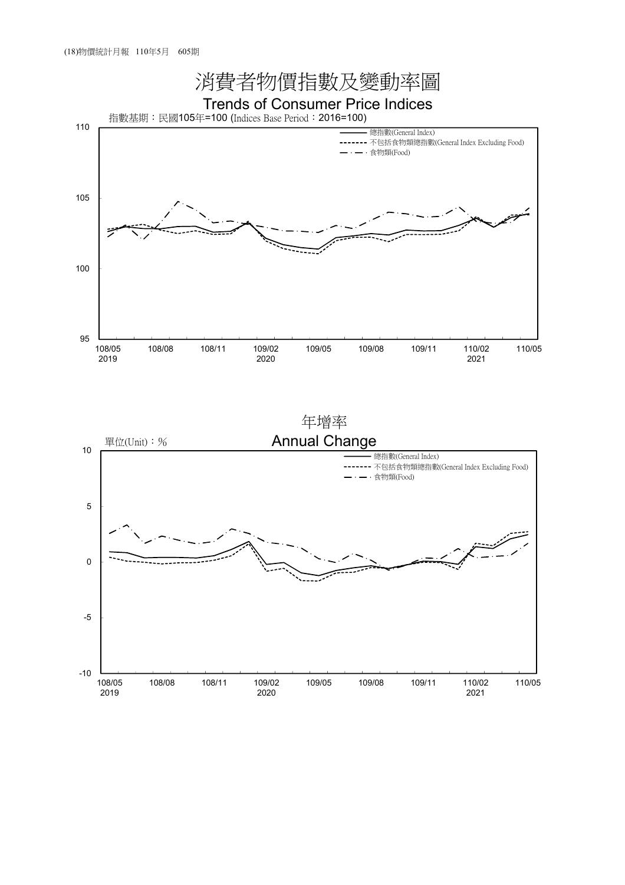# 消費者物價指數及變動率圖

## Trends of Consumer Price Indices

指數基期：民國105年=100 (Indices Base Period：2016=100)

- 總指數(General Index)
- 不包括食物類總指數(General Index Excluding Food)
- 食物類(Food)

110

105

100

95

108/05 2019 | 108/08 | 108/11 | 109/02 2020 | 109/05 | 109/08 | 109/11 | 110/02 2021 | 110/05

## 年增率

## Annual Change

單位(Unit)：%

- 總指數(General Index)
- 不包括食物類總指數(General Index Excluding Food)
- 食物類(Food)

10

5

0

-5

-10

108/05 2019 | 108/08 | 108/11 | 109/02 2020 | 109/05 | 109/08 | 109/11 | 110/02 2021 | 110/05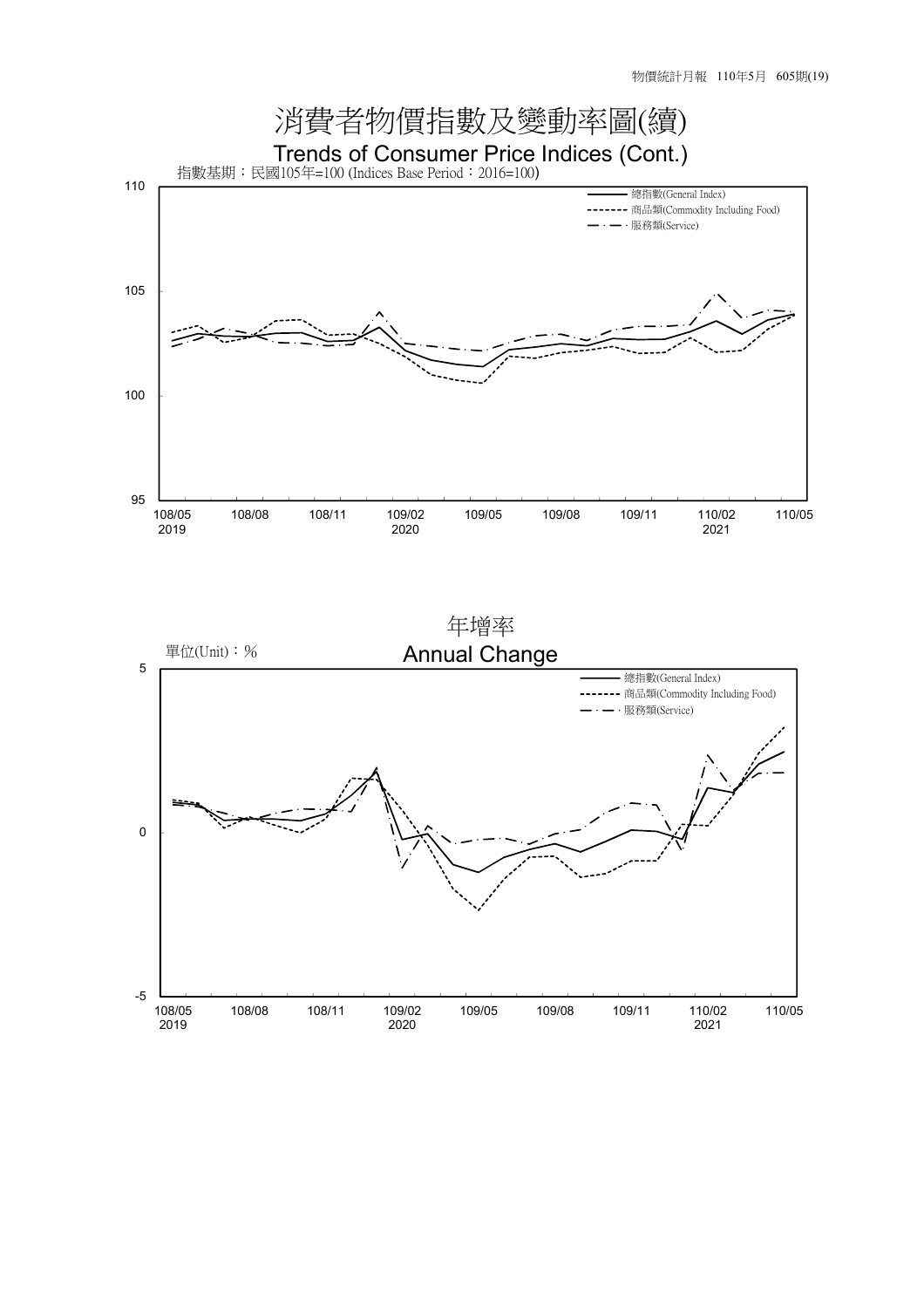# 消費者物價指數及變動率圖(續)

## Trends of Consumer Price Indices (Cont.)

指數基期：民國105年=100 (Indices Base Period：2016=100)

- 總指數(General Index)
- 商品類(Commodity Including Food)
- 服務類(Service)

## 年增率

## Annual Change

單位(Unit)：%

- 總指數(General Index)
- 商品類(Commodity Including Food)
- 服務類(Service)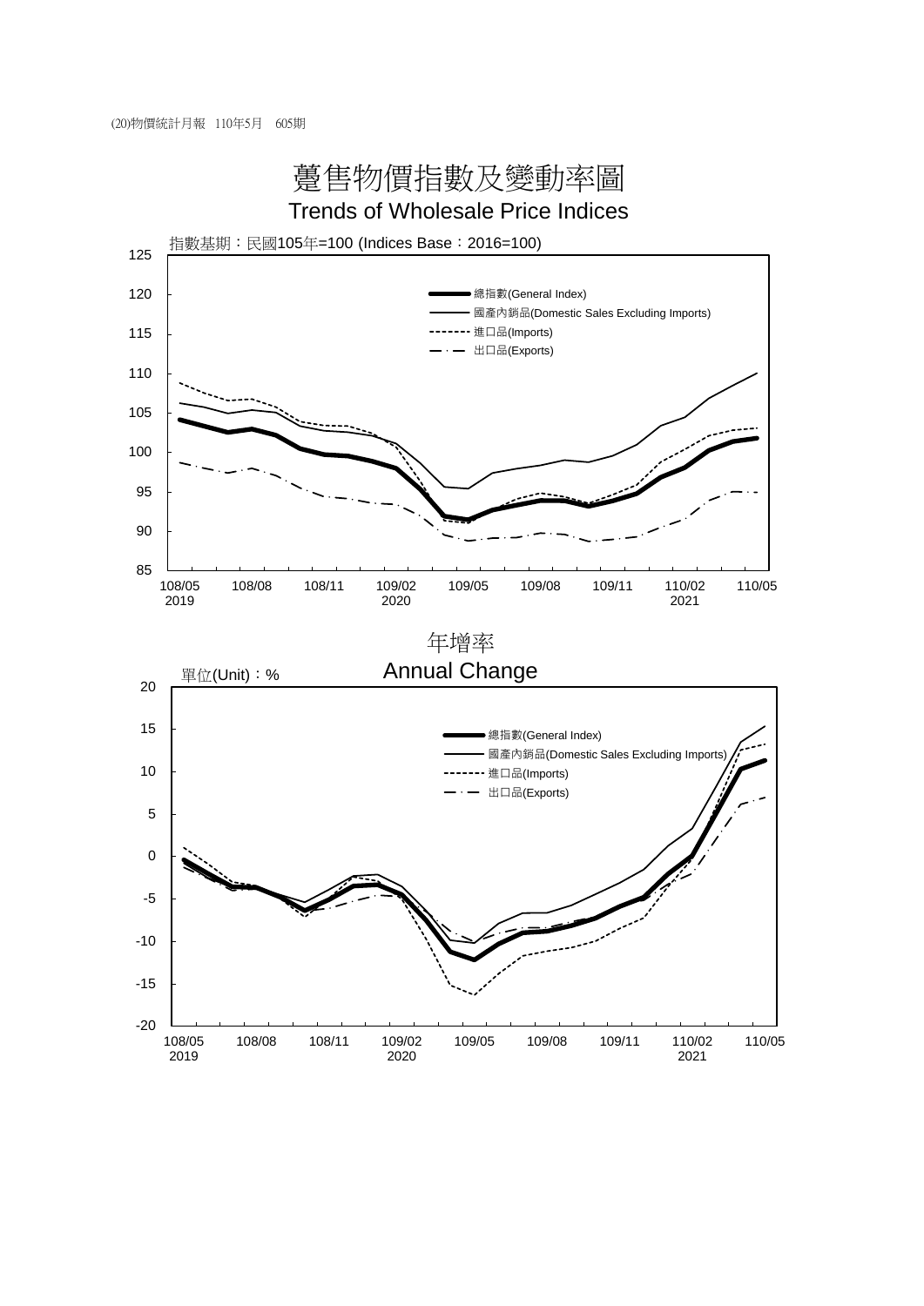# 躉售物價指數及變動率圖

## Trends of Wholesale Price Indices

指數基期：民國105年=100 (Indices Base：2016=100)

125
120
115
110
105
100
95
90
85

總指數(General Index)
國產內銷品(Domestic Sales Excluding Imports)
進口品(Imports)
出口品(Exports)

108/05 2019
108/08
108/11
109/02 2020
109/05
109/08
109/11
110/02 2021
110/05

## 年增率

## Annual Change

單位(Unit)：%

20
15
10
5
0
-5
-10
-15
-20

總指數(General Index)
國產內銷品(Domestic Sales Excluding Imports)
進口品(Imports)
出口品(Exports)

108/05 2019
108/08
108/11
109/02 2020
109/05
109/08
109/11
110/02 2021
110/05